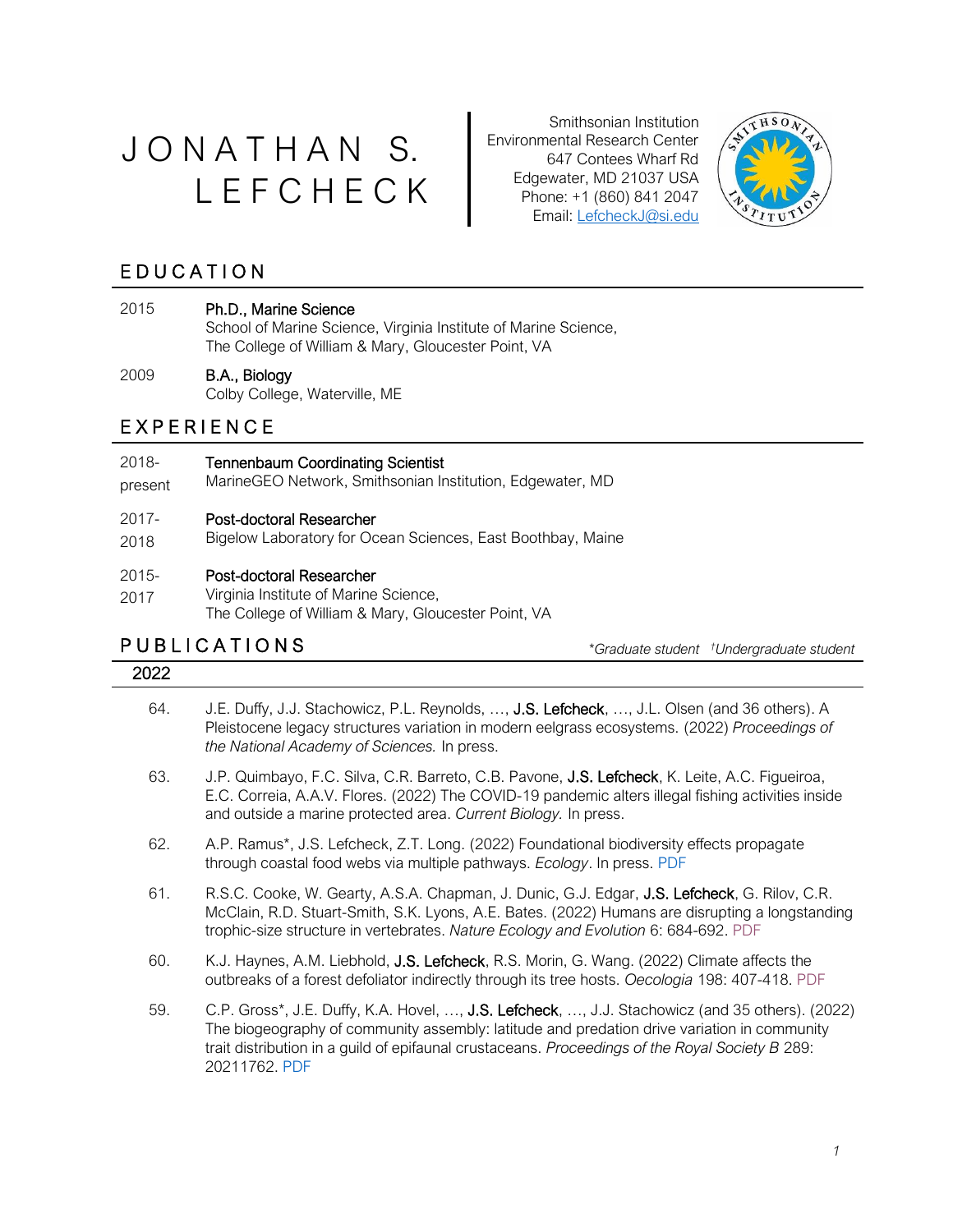# JONATHAN S. LEFCHECK

Smithsonian Institution
Environmental Research Center
647 Contees Wharf Rd
Edgewater, MD 21037 USA
Phone: +1 (860) 841 2047
Email: LefcheckJ@si.edu

## EDUCATION

2015 — **Ph.D., Marine Science**
School of Marine Science, Virginia Institute of Marine Science,
The College of William & Mary, Gloucester Point, VA

2009 — **B.A., Biology**
Colby College, Waterville, ME

## EXPERIENCE

2018-present — **Tennenbaum Coordinating Scientist**
MarineGEO Network, Smithsonian Institution, Edgewater, MD

2017-2018 — **Post-doctoral Researcher**
Bigelow Laboratory for Ocean Sciences, East Boothbay, Maine

2015-2017 — **Post-doctoral Researcher**
Virginia Institute of Marine Science,
The College of William & Mary, Gloucester Point, VA

## PUBLICATIONS

*\*Graduate student †Undergraduate student*

### 2022

64. J.E. Duffy, J.J. Stachowicz, P.L. Reynolds, …, **J.S. Lefcheck**, …, J.L. Olsen (and 36 others). A Pleistocene legacy structures variation in modern eelgrass ecosystems. (2022) *Proceedings of the National Academy of Sciences.* In press.

63. J.P. Quimbayo, F.C. Silva, C.R. Barreto, C.B. Pavone, **J.S. Lefcheck**, K. Leite, A.C. Figueiroa, E.C. Correia, A.A.V. Flores. (2022) The COVID-19 pandemic alters illegal fishing activities inside and outside a marine protected area. *Current Biology.* In press.

62. A.P. Ramus*, J.S. Lefcheck, Z.T. Long. (2022) Foundational biodiversity effects propagate through coastal food webs via multiple pathways. *Ecology*. In press. PDF

61. R.S.C. Cooke, W. Gearty, A.S.A. Chapman, J. Dunic, G.J. Edgar, **J.S. Lefcheck**, G. Rilov, C.R. McClain, R.D. Stuart-Smith, S.K. Lyons, A.E. Bates. (2022) Humans are disrupting a longstanding trophic-size structure in vertebrates. *Nature Ecology and Evolution* 6: 684-692. PDF

60. K.J. Haynes, A.M. Liebhold, **J.S. Lefcheck**, R.S. Morin, G. Wang. (2022) Climate affects the outbreaks of a forest defoliator indirectly through its tree hosts. *Oecologia* 198: 407-418. PDF

59. C.P. Gross*, J.E. Duffy, K.A. Hovel, …, **J.S. Lefcheck**, …, J.J. Stachowicz (and 35 others). (2022) The biogeography of community assembly: latitude and predation drive variation in community trait distribution in a guild of epifaunal crustaceans. *Proceedings of the Royal Society B* 289: 20211762. PDF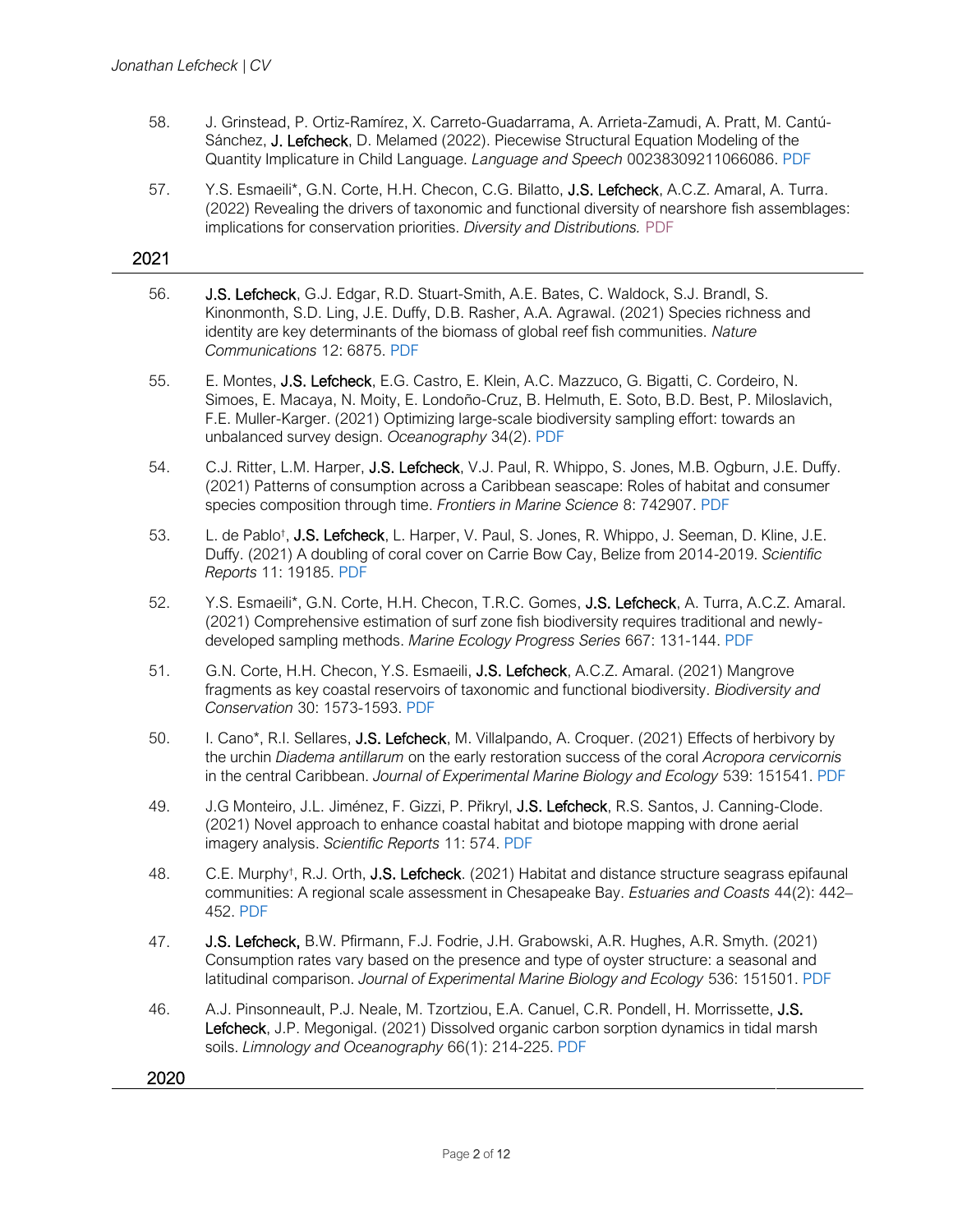58. J. Grinstead, P. Ortiz-Ramírez, X. Carreto-Guadarrama, A. Arrieta-Zamudi, A. Pratt, M. Cantú-Sánchez, **J. Lefcheck**, D. Melamed (2022). Piecewise Structural Equation Modeling of the Quantity Implicature in Child Language. *Language and Speech* 00238309211066086. PDF

57. Y.S. Esmaeili*, G.N. Corte, H.H. Checon, C.G. Bilatto, **J.S. Lefcheck**, A.C.Z. Amaral, A. Turra. (2022) Revealing the drivers of taxonomic and functional diversity of nearshore fish assemblages: implications for conservation priorities. *Diversity and Distributions.* PDF

## 2021

56. **J.S. Lefcheck**, G.J. Edgar, R.D. Stuart-Smith, A.E. Bates, C. Waldock, S.J. Brandl, S. Kinonmonth, S.D. Ling, J.E. Duffy, D.B. Rasher, A.A. Agrawal. (2021) Species richness and identity are key determinants of the biomass of global reef fish communities. *Nature Communications* 12: 6875. PDF

55. E. Montes, **J.S. Lefcheck**, E.G. Castro, E. Klein, A.C. Mazzuco, G. Bigatti, C. Cordeiro, N. Simoes, E. Macaya, N. Moity, E. Londoño-Cruz, B. Helmuth, E. Soto, B.D. Best, P. Miloslavich, F.E. Muller-Karger. (2021) Optimizing large-scale biodiversity sampling effort: towards an unbalanced survey design. *Oceanography* 34(2). PDF

54. C.J. Ritter, L.M. Harper, **J.S. Lefcheck**, V.J. Paul, R. Whippo, S. Jones, M.B. Ogburn, J.E. Duffy. (2021) Patterns of consumption across a Caribbean seascape: Roles of habitat and consumer species composition through time. *Frontiers in Marine Science* 8: 742907. PDF

53. L. de Pablo[†], **J.S. Lefcheck**, L. Harper, V. Paul, S. Jones, R. Whippo, J. Seeman, D. Kline, J.E. Duffy. (2021) A doubling of coral cover on Carrie Bow Cay, Belize from 2014-2019. *Scientific Reports* 11: 19185. PDF

52. Y.S. Esmaeili*, G.N. Corte, H.H. Checon, T.R.C. Gomes, **J.S. Lefcheck**, A. Turra, A.C.Z. Amaral. (2021) Comprehensive estimation of surf zone fish biodiversity requires traditional and newly-developed sampling methods. *Marine Ecology Progress Series* 667: 131-144. PDF

51. G.N. Corte, H.H. Checon, Y.S. Esmaeili, **J.S. Lefcheck**, A.C.Z. Amaral. (2021) Mangrove fragments as key coastal reservoirs of taxonomic and functional biodiversity. *Biodiversity and Conservation* 30: 1573-1593. PDF

50. I. Cano*, R.I. Sellares, **J.S. Lefcheck**, M. Villalpando, A. Croquer. (2021) Effects of herbivory by the urchin *Diadema antillarum* on the early restoration success of the coral *Acropora cervicornis* in the central Caribbean. *Journal of Experimental Marine Biology and Ecology* 539: 151541. PDF

49. J.G Monteiro, J.L. Jiménez, F. Gizzi, P. Přikryl, **J.S. Lefcheck**, R.S. Santos, J. Canning-Clode. (2021) Novel approach to enhance coastal habitat and biotope mapping with drone aerial imagery analysis. *Scientific Reports* 11: 574. PDF

48. C.E. Murphy[†], R.J. Orth, **J.S. Lefcheck**. (2021) Habitat and distance structure seagrass epifaunal communities: A regional scale assessment in Chesapeake Bay. *Estuaries and Coasts* 44(2): 442–452. PDF

47. **J.S. Lefcheck,** B.W. Pfirmann, F.J. Fodrie, J.H. Grabowski, A.R. Hughes, A.R. Smyth. (2021) Consumption rates vary based on the presence and type of oyster structure: a seasonal and latitudinal comparison. *Journal of Experimental Marine Biology and Ecology* 536: 151501. PDF

46. A.J. Pinsonneault, P.J. Neale, M. Tzortziou, E.A. Canuel, C.R. Pondell, H. Morrissette, **J.S. Lefcheck**, J.P. Megonigal. (2021) Dissolved organic carbon sorption dynamics in tidal marsh soils. *Limnology and Oceanography* 66(1): 214-225. PDF

## 2020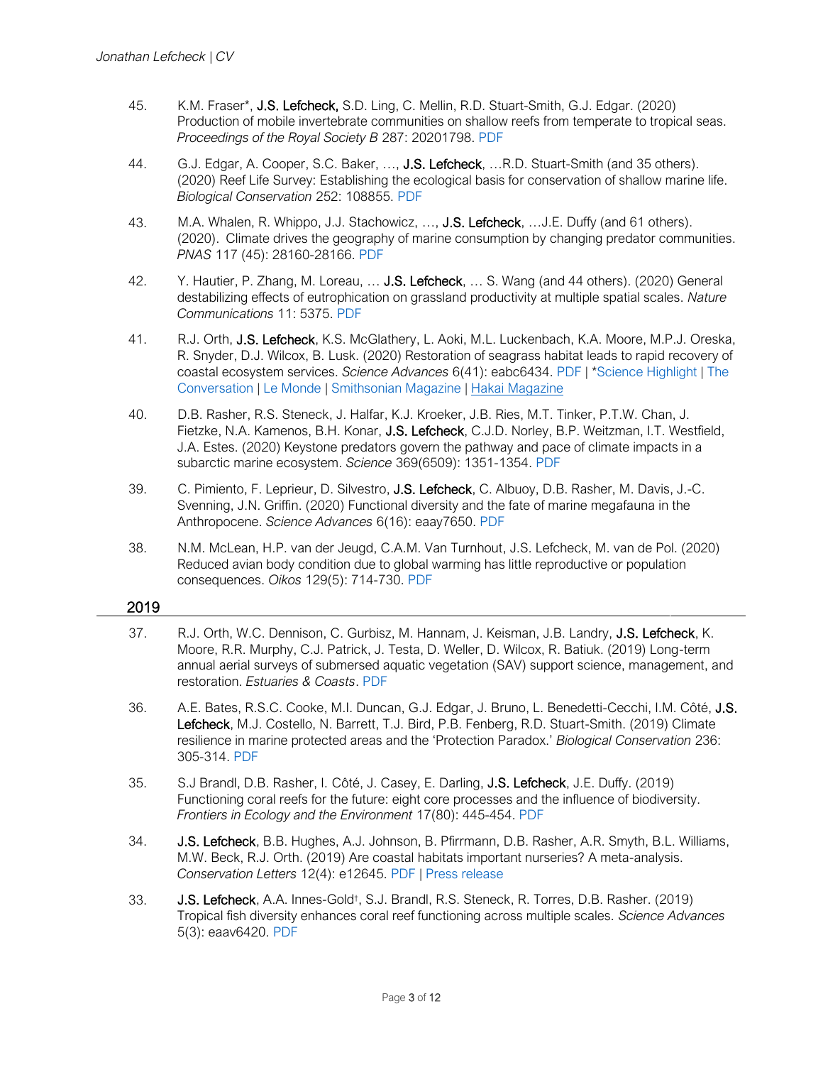45. K.M. Fraser*, **J.S. Lefcheck,** S.D. Ling, C. Mellin, R.D. Stuart-Smith, G.J. Edgar. (2020) Production of mobile invertebrate communities on shallow reefs from temperate to tropical seas. *Proceedings of the Royal Society B* 287: 20201798. PDF

44. G.J. Edgar, A. Cooper, S.C. Baker, …, **J.S. Lefcheck**, …R.D. Stuart-Smith (and 35 others). (2020) Reef Life Survey: Establishing the ecological basis for conservation of shallow marine life. *Biological Conservation* 252: 108855. PDF

43. M.A. Whalen, R. Whippo, J.J. Stachowicz, …, **J.S. Lefcheck**, …J.E. Duffy (and 61 others). (2020). Climate drives the geography of marine consumption by changing predator communities. *PNAS* 117 (45): 28160-28166. PDF

42. Y. Hautier, P. Zhang, M. Loreau, … **J.S. Lefcheck**, … S. Wang (and 44 others). (2020) General destabilizing effects of eutrophication on grassland productivity at multiple spatial scales. *Nature Communications* 11: 5375. PDF

41. R.J. Orth, **J.S. Lefcheck**, K.S. McGlathery, L. Aoki, M.L. Luckenbach, K.A. Moore, M.P.J. Oreska, R. Snyder, D.J. Wilcox, B. Lusk. (2020) Restoration of seagrass habitat leads to rapid recovery of coastal ecosystem services. *Science Advances* 6(41): eabc6434. PDF | *Science Highlight | The Conversation | Le Monde | Smithsonian Magazine | Hakai Magazine

40. D.B. Rasher, R.S. Steneck, J. Halfar, K.J. Kroeker, J.B. Ries, M.T. Tinker, P.T.W. Chan, J. Fietzke, N.A. Kamenos, B.H. Konar, **J.S. Lefcheck**, C.J.D. Norley, B.P. Weitzman, I.T. Westfield, J.A. Estes. (2020) Keystone predators govern the pathway and pace of climate impacts in a subarctic marine ecosystem. *Science* 369(6509): 1351-1354. PDF

39. C. Pimiento, F. Leprieur, D. Silvestro, **J.S. Lefcheck**, C. Albuoy, D.B. Rasher, M. Davis, J.-C. Svenning, J.N. Griffin. (2020) Functional diversity and the fate of marine megafauna in the Anthropocene. *Science Advances* 6(16): eaay7650. PDF

38. N.M. McLean, H.P. van der Jeugd, C.A.M. Van Turnhout, J.S. Lefcheck, M. van de Pol. (2020) Reduced avian body condition due to global warming has little reproductive or population consequences. *Oikos* 129(5): 714-730. PDF

## 2019

37. R.J. Orth, W.C. Dennison, C. Gurbisz, M. Hannam, J. Keisman, J.B. Landry, **J.S. Lefcheck**, K. Moore, R.R. Murphy, C.J. Patrick, J. Testa, D. Weller, D. Wilcox, R. Batiuk. (2019) Long-term annual aerial surveys of submersed aquatic vegetation (SAV) support science, management, and restoration. *Estuaries & Coasts*. PDF

36. A.E. Bates, R.S.C. Cooke, M.I. Duncan, G.J. Edgar, J. Bruno, L. Benedetti-Cecchi, I.M. Côté, **J.S. Lefcheck**, M.J. Costello, N. Barrett, T.J. Bird, P.B. Fenberg, R.D. Stuart-Smith. (2019) Climate resilience in marine protected areas and the 'Protection Paradox.' *Biological Conservation* 236: 305-314. PDF

35. S.J Brandl, D.B. Rasher, I. Côté, J. Casey, E. Darling, **J.S. Lefcheck**, J.E. Duffy. (2019) Functioning coral reefs for the future: eight core processes and the influence of biodiversity. *Frontiers in Ecology and the Environment* 17(80): 445-454. PDF

34. **J.S. Lefcheck**, B.B. Hughes, A.J. Johnson, B. Pfirrmann, D.B. Rasher, A.R. Smyth, B.L. Williams, M.W. Beck, R.J. Orth. (2019) Are coastal habitats important nurseries? A meta-analysis. *Conservation Letters* 12(4): e12645. PDF | Press release

33. **J.S. Lefcheck**, A.A. Innes-Gold†, S.J. Brandl, R.S. Steneck, R. Torres, D.B. Rasher. (2019) Tropical fish diversity enhances coral reef functioning across multiple scales. *Science Advances* 5(3): eaav6420. PDF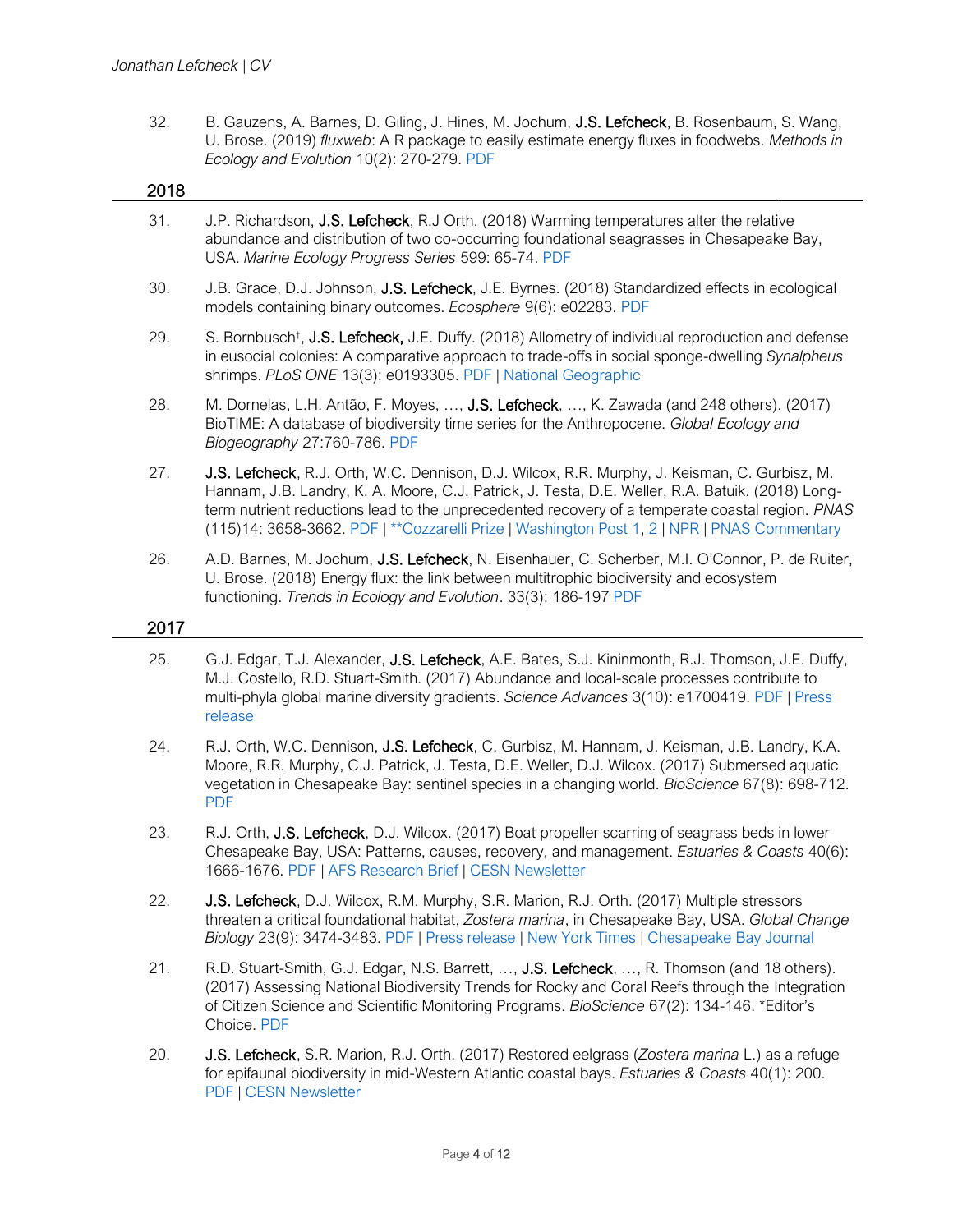32. B. Gauzens, A. Barnes, D. Giling, J. Hines, M. Jochum, **J.S. Lefcheck**, B. Rosenbaum, S. Wang, U. Brose. (2019) *fluxweb*: A R package to easily estimate energy fluxes in foodwebs. *Methods in Ecology and Evolution* 10(2): 270-279. PDF

## 2018

31. J.P. Richardson, **J.S. Lefcheck**, R.J Orth. (2018) Warming temperatures alter the relative abundance and distribution of two co-occurring foundational seagrasses in Chesapeake Bay, USA. *Marine Ecology Progress Series* 599: 65-74. PDF

30. J.B. Grace, D.J. Johnson, **J.S. Lefcheck**, J.E. Byrnes. (2018) Standardized effects in ecological models containing binary outcomes. *Ecosphere* 9(6): e02283. PDF

29. S. Bornbusch[†], **J.S. Lefcheck,** J.E. Duffy. (2018) Allometry of individual reproduction and defense in eusocial colonies: A comparative approach to trade-offs in social sponge-dwelling *Synalpheus* shrimps. *PLoS ONE* 13(3): e0193305. PDF | National Geographic

28. M. Dornelas, L.H. Antão, F. Moyes, …, **J.S. Lefcheck**, …, K. Zawada (and 248 others). (2017) BioTIME: A database of biodiversity time series for the Anthropocene. *Global Ecology and Biogeography* 27:760-786. PDF

27. **J.S. Lefcheck**, R.J. Orth, W.C. Dennison, D.J. Wilcox, R.R. Murphy, J. Keisman, C. Gurbisz, M. Hannam, J.B. Landry, K. A. Moore, C.J. Patrick, J. Testa, D.E. Weller, R.A. Batuik. (2018) Long-term nutrient reductions lead to the unprecedented recovery of a temperate coastal region. *PNAS* (115)14: 3658-3662. PDF | **Cozzarelli Prize | Washington Post 1, 2 | NPR | PNAS Commentary

26. A.D. Barnes, M. Jochum, **J.S. Lefcheck**, N. Eisenhauer, C. Scherber, M.I. O'Connor, P. de Ruiter, U. Brose. (2018) Energy flux: the link between multitrophic biodiversity and ecosystem functioning. *Trends in Ecology and Evolution*. 33(3): 186-197 PDF

## 2017

25. G.J. Edgar, T.J. Alexander, **J.S. Lefcheck**, A.E. Bates, S.J. Kininmonth, R.J. Thomson, J.E. Duffy, M.J. Costello, R.D. Stuart-Smith. (2017) Abundance and local-scale processes contribute to multi-phyla global marine diversity gradients. *Science Advances* 3(10): e1700419. PDF | Press release

24. R.J. Orth, W.C. Dennison, **J.S. Lefcheck**, C. Gurbisz, M. Hannam, J. Keisman, J.B. Landry, K.A. Moore, R.R. Murphy, C.J. Patrick, J. Testa, D.E. Weller, D.J. Wilcox. (2017) Submersed aquatic vegetation in Chesapeake Bay: sentinel species in a changing world. *BioScience* 67(8): 698-712. PDF

23. R.J. Orth, **J.S. Lefcheck**, D.J. Wilcox. (2017) Boat propeller scarring of seagrass beds in lower Chesapeake Bay, USA: Patterns, causes, recovery, and management. *Estuaries & Coasts* 40(6): 1666-1676. PDF | AFS Research Brief | CESN Newsletter

22. **J.S. Lefcheck**, D.J. Wilcox, R.M. Murphy, S.R. Marion, R.J. Orth. (2017) Multiple stressors threaten a critical foundational habitat, *Zostera marina*, in Chesapeake Bay, USA. *Global Change Biology* 23(9): 3474-3483. PDF | Press release | New York Times | Chesapeake Bay Journal

21. R.D. Stuart-Smith, G.J. Edgar, N.S. Barrett, …, **J.S. Lefcheck**, …, R. Thomson (and 18 others). (2017) Assessing National Biodiversity Trends for Rocky and Coral Reefs through the Integration of Citizen Science and Scientific Monitoring Programs. *BioScience* 67(2): 134-146. *Editor's Choice. PDF

20. **J.S. Lefcheck**, S.R. Marion, R.J. Orth. (2017) Restored eelgrass (*Zostera marina* L.) as a refuge for epifaunal biodiversity in mid-Western Atlantic coastal bays. *Estuaries & Coasts* 40(1): 200. PDF | CESN Newsletter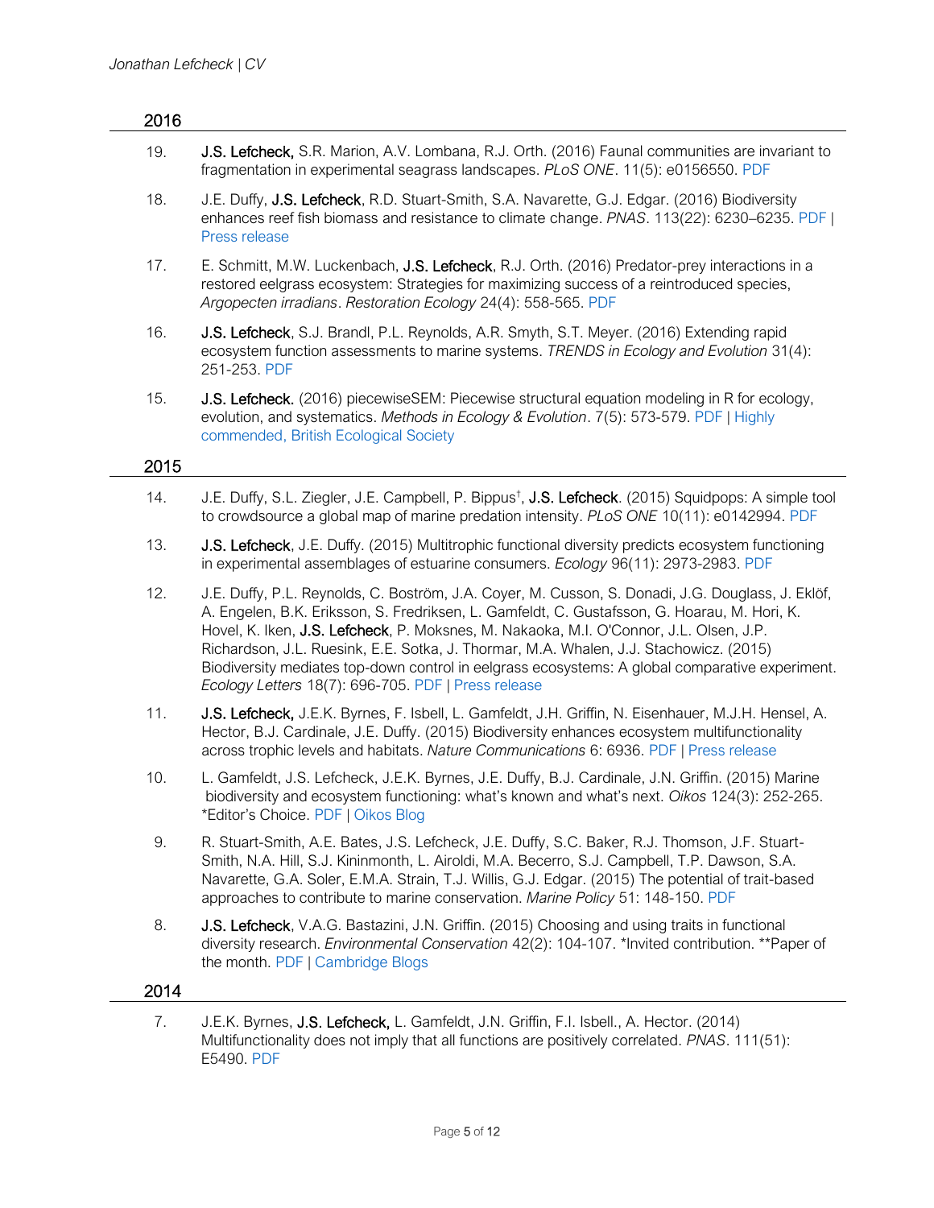## 2016

19. **J.S. Lefcheck,** S.R. Marion, A.V. Lombana, R.J. Orth. (2016) Faunal communities are invariant to fragmentation in experimental seagrass landscapes. *PLoS ONE*. 11(5): e0156550. PDF

18. J.E. Duffy, **J.S. Lefcheck**, R.D. Stuart-Smith, S.A. Navarette, G.J. Edgar. (2016) Biodiversity enhances reef fish biomass and resistance to climate change. *PNAS*. 113(22): 6230–6235. PDF | Press release

17. E. Schmitt, M.W. Luckenbach, **J.S. Lefcheck**, R.J. Orth. (2016) Predator-prey interactions in a restored eelgrass ecosystem: Strategies for maximizing success of a reintroduced species, *Argopecten irradians*. *Restoration Ecology* 24(4): 558-565. PDF

16. **J.S. Lefcheck**, S.J. Brandl, P.L. Reynolds, A.R. Smyth, S.T. Meyer. (2016) Extending rapid ecosystem function assessments to marine systems. *TRENDS in Ecology and Evolution* 31(4): 251-253. PDF

15. **J.S. Lefcheck.** (2016) piecewiseSEM: Piecewise structural equation modeling in R for ecology, evolution, and systematics. *Methods in Ecology & Evolution*. 7(5): 573-579. PDF | Highly commended, British Ecological Society

## 2015

14. J.E. Duffy, S.L. Ziegler, J.E. Campbell, P. Bippus[†], **J.S. Lefcheck**. (2015) Squidpops: A simple tool to crowdsource a global map of marine predation intensity. *PLoS ONE* 10(11): e0142994. PDF

13. **J.S. Lefcheck**, J.E. Duffy. (2015) Multitrophic functional diversity predicts ecosystem functioning in experimental assemblages of estuarine consumers. *Ecology* 96(11): 2973-2983. PDF

12. J.E. Duffy, P.L. Reynolds, C. Boström, J.A. Coyer, M. Cusson, S. Donadi, J.G. Douglass, J. Eklöf, A. Engelen, B.K. Eriksson, S. Fredriksen, L. Gamfeldt, C. Gustafsson, G. Hoarau, M. Hori, K. Hovel, K. Iken, **J.S. Lefcheck**, P. Moksnes, M. Nakaoka, M.I. O'Connor, J.L. Olsen, J.P. Richardson, J.L. Ruesink, E.E. Sotka, J. Thormar, M.A. Whalen, J.J. Stachowicz. (2015) Biodiversity mediates top-down control in eelgrass ecosystems: A global comparative experiment. *Ecology Letters* 18(7): 696-705. PDF | Press release

11. **J.S. Lefcheck,** J.E.K. Byrnes, F. Isbell, L. Gamfeldt, J.H. Griffin, N. Eisenhauer, M.J.H. Hensel, A. Hector, B.J. Cardinale, J.E. Duffy. (2015) Biodiversity enhances ecosystem multifunctionality across trophic levels and habitats. *Nature Communications* 6: 6936. PDF | Press release

10. L. Gamfeldt, J.S. Lefcheck, J.E.K. Byrnes, J.E. Duffy, B.J. Cardinale, J.N. Griffin. (2015) Marine biodiversity and ecosystem functioning: what's known and what's next. *Oikos* 124(3): 252-265. *Editor's Choice. PDF | Oikos Blog

9. R. Stuart-Smith, A.E. Bates, J.S. Lefcheck, J.E. Duffy, S.C. Baker, R.J. Thomson, J.F. Stuart-Smith, N.A. Hill, S.J. Kininmonth, L. Airoldi, M.A. Becerro, S.J. Campbell, T.P. Dawson, S.A. Navarette, G.A. Soler, E.M.A. Strain, T.J. Willis, G.J. Edgar. (2015) The potential of trait-based approaches to contribute to marine conservation. *Marine Policy* 51: 148-150. PDF

8. **J.S. Lefcheck**, V.A.G. Bastazini, J.N. Griffin. (2015) Choosing and using traits in functional diversity research. *Environmental Conservation* 42(2): 104-107. *Invited contribution. **Paper of the month. PDF | Cambridge Blogs

## 2014

7. J.E.K. Byrnes, **J.S. Lefcheck,** L. Gamfeldt, J.N. Griffin, F.I. Isbell., A. Hector. (2014) Multifunctionality does not imply that all functions are positively correlated. *PNAS*. 111(51): E5490. PDF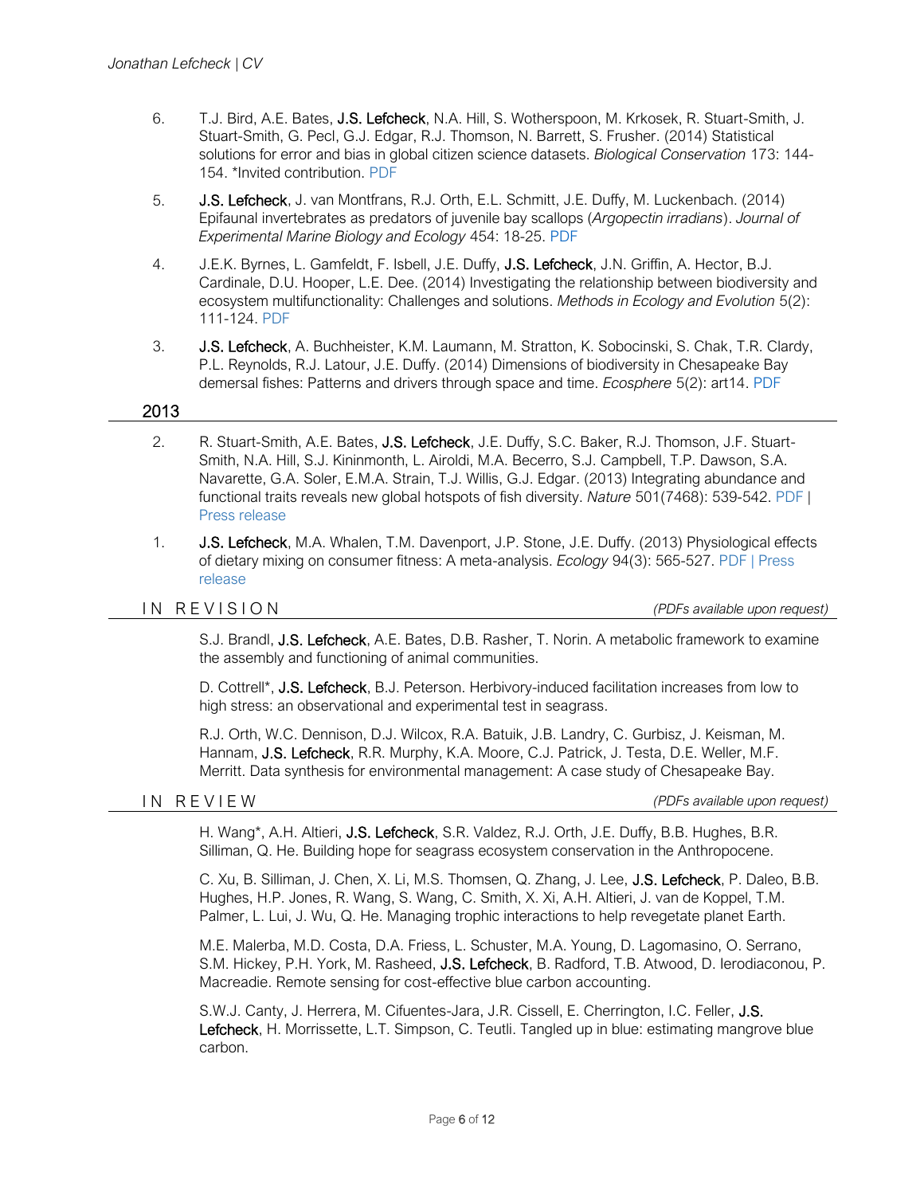6. T.J. Bird, A.E. Bates, **J.S. Lefcheck**, N.A. Hill, S. Wotherspoon, M. Krkosek, R. Stuart-Smith, J. Stuart-Smith, G. Pecl, G.J. Edgar, R.J. Thomson, N. Barrett, S. Frusher. (2014) Statistical solutions for error and bias in global citizen science datasets. *Biological Conservation* 173: 144-154. *Invited contribution. PDF

5. **J.S. Lefcheck**, J. van Montfrans, R.J. Orth, E.L. Schmitt, J.E. Duffy, M. Luckenbach. (2014) Epifaunal invertebrates as predators of juvenile bay scallops (*Argopecten irradians*). *Journal of Experimental Marine Biology and Ecology* 454: 18-25. PDF

4. J.E.K. Byrnes, L. Gamfeldt, F. Isbell, J.E. Duffy, **J.S. Lefcheck**, J.N. Griffin, A. Hector, B.J. Cardinale, D.U. Hooper, L.E. Dee. (2014) Investigating the relationship between biodiversity and ecosystem multifunctionality: Challenges and solutions. *Methods in Ecology and Evolution* 5(2): 111-124. PDF

3. **J.S. Lefcheck**, A. Buchheister, K.M. Laumann, M. Stratton, K. Sobocinski, S. Chak, T.R. Clardy, P.L. Reynolds, R.J. Latour, J.E. Duffy. (2014) Dimensions of biodiversity in Chesapeake Bay demersal fishes: Patterns and drivers through space and time. *Ecosphere* 5(2): art14. PDF

## 2013

2. R. Stuart-Smith, A.E. Bates, **J.S. Lefcheck**, J.E. Duffy, S.C. Baker, R.J. Thomson, J.F. Stuart-Smith, N.A. Hill, S.J. Kininmonth, L. Airoldi, M.A. Becerro, S.J. Campbell, T.P. Dawson, S.A. Navarette, G.A. Soler, E.M.A. Strain, T.J. Willis, G.J. Edgar. (2013) Integrating abundance and functional traits reveals new global hotspots of fish diversity. *Nature* 501(7468): 539-542. PDF | Press release

1. **J.S. Lefcheck**, M.A. Whalen, T.M. Davenport, J.P. Stone, J.E. Duffy. (2013) Physiological effects of dietary mixing on consumer fitness: A meta-analysis. *Ecology* 94(3): 565-527. PDF | Press release

## IN REVISION

*(PDFs available upon request)*

S.J. Brandl, **J.S. Lefcheck**, A.E. Bates, D.B. Rasher, T. Norin. A metabolic framework to examine the assembly and functioning of animal communities.

D. Cottrell*, **J.S. Lefcheck**, B.J. Peterson. Herbivory-induced facilitation increases from low to high stress: an observational and experimental test in seagrass.

R.J. Orth, W.C. Dennison, D.J. Wilcox, R.A. Batuik, J.B. Landry, C. Gurbisz, J. Keisman, M. Hannam, **J.S. Lefcheck**, R.R. Murphy, K.A. Moore, C.J. Patrick, J. Testa, D.E. Weller, M.F. Merritt. Data synthesis for environmental management: A case study of Chesapeake Bay.

## IN REVIEW

*(PDFs available upon request)*

H. Wang*, A.H. Altieri, **J.S. Lefcheck**, S.R. Valdez, R.J. Orth, J.E. Duffy, B.B. Hughes, B.R. Silliman, Q. He. Building hope for seagrass ecosystem conservation in the Anthropocene.

C. Xu, B. Silliman, J. Chen, X. Li, M.S. Thomsen, Q. Zhang, J. Lee, **J.S. Lefcheck**, P. Daleo, B.B. Hughes, H.P. Jones, R. Wang, S. Wang, C. Smith, X. Xi, A.H. Altieri, J. van de Koppel, T.M. Palmer, L. Lui, J. Wu, Q. He. Managing trophic interactions to help revegetate planet Earth.

M.E. Malerba, M.D. Costa, D.A. Friess, L. Schuster, M.A. Young, D. Lagomasino, O. Serrano, S.M. Hickey, P.H. York, M. Rasheed, **J.S. Lefcheck**, B. Radford, T.B. Atwood, D. Ierodiaconou, P. Macreadie. Remote sensing for cost-effective blue carbon accounting.

S.W.J. Canty, J. Herrera, M. Cifuentes-Jara, J.R. Cissell, E. Cherrington, I.C. Feller, **J.S. Lefcheck**, H. Morrissette, L.T. Simpson, C. Teutli. Tangled up in blue: estimating mangrove blue carbon.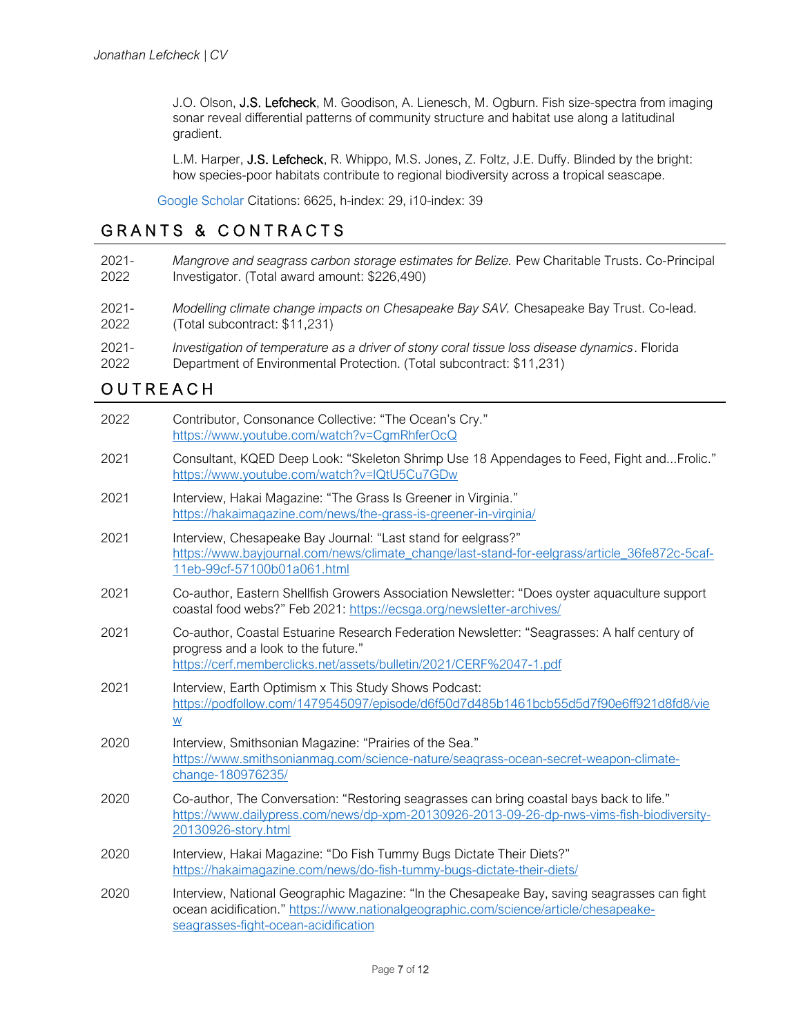J.O. Olson, **J.S. Lefcheck**, M. Goodison, A. Lienesch, M. Ogburn. Fish size-spectra from imaging sonar reveal differential patterns of community structure and habitat use along a latitudinal gradient.

L.M. Harper, **J.S. Lefcheck**, R. Whippo, M.S. Jones, Z. Foltz, J.E. Duffy. Blinded by the bright: how species-poor habitats contribute to regional biodiversity across a tropical seascape.

Google Scholar Citations: 6625, h-index: 29, i10-index: 39

## GRANTS & CONTRACTS

2021-2022 — *Mangrove and seagrass carbon storage estimates for Belize.* Pew Charitable Trusts. Co-Principal Investigator. (Total award amount: $226,490)

2021-2022 — *Modelling climate change impacts on Chesapeake Bay SAV.* Chesapeake Bay Trust. Co-lead. (Total subcontract: $11,231)

2021-2022 — *Investigation of temperature as a driver of stony coral tissue loss disease dynamics*. Florida Department of Environmental Protection. (Total subcontract: $11,231)

## OUTREACH

2022 — Contributor, Consonance Collective: "The Ocean's Cry." https://www.youtube.com/watch?v=CgmRhferOcQ

2021 — Consultant, KQED Deep Look: "Skeleton Shrimp Use 18 Appendages to Feed, Fight and...Frolic." https://www.youtube.com/watch?v=lQtU5Cu7GDw

2021 — Interview, Hakai Magazine: "The Grass Is Greener in Virginia." https://hakaimagazine.com/news/the-grass-is-greener-in-virginia/

2021 — Interview, Chesapeake Bay Journal: "Last stand for eelgrass?" https://www.bayjournal.com/news/climate_change/last-stand-for-eelgrass/article_36fe872c-5caf-11eb-99cf-57100b01a061.html

2021 — Co-author, Eastern Shellfish Growers Association Newsletter: "Does oyster aquaculture support coastal food webs?" Feb 2021: https://ecsga.org/newsletter-archives/

2021 — Co-author, Coastal Estuarine Research Federation Newsletter: "Seagrasses: A half century of progress and a look to the future." https://cerf.memberclicks.net/assets/bulletin/2021/CERF%2047-1.pdf

2021 — Interview, Earth Optimism x This Study Shows Podcast: https://podfollow.com/1479545097/episode/d6f50d7d485b1461bcb55d5d7f90e6ff921d8fd8/view

2020 — Interview, Smithsonian Magazine: "Prairies of the Sea." https://www.smithsonianmag.com/science-nature/seagrass-ocean-secret-weapon-climate-change-180976235/

2020 — Co-author, The Conversation: "Restoring seagrasses can bring coastal bays back to life." https://www.dailypress.com/news/dp-xpm-20130926-2013-09-26-dp-nws-vims-fish-biodiversity-20130926-story.html

2020 — Interview, Hakai Magazine: "Do Fish Tummy Bugs Dictate Their Diets?" https://hakaimagazine.com/news/do-fish-tummy-bugs-dictate-their-diets/

2020 — Interview, National Geographic Magazine: "In the Chesapeake Bay, saving seagrasses can fight ocean acidification." https://www.nationalgeographic.com/science/article/chesapeake-seagrasses-fight-ocean-acidification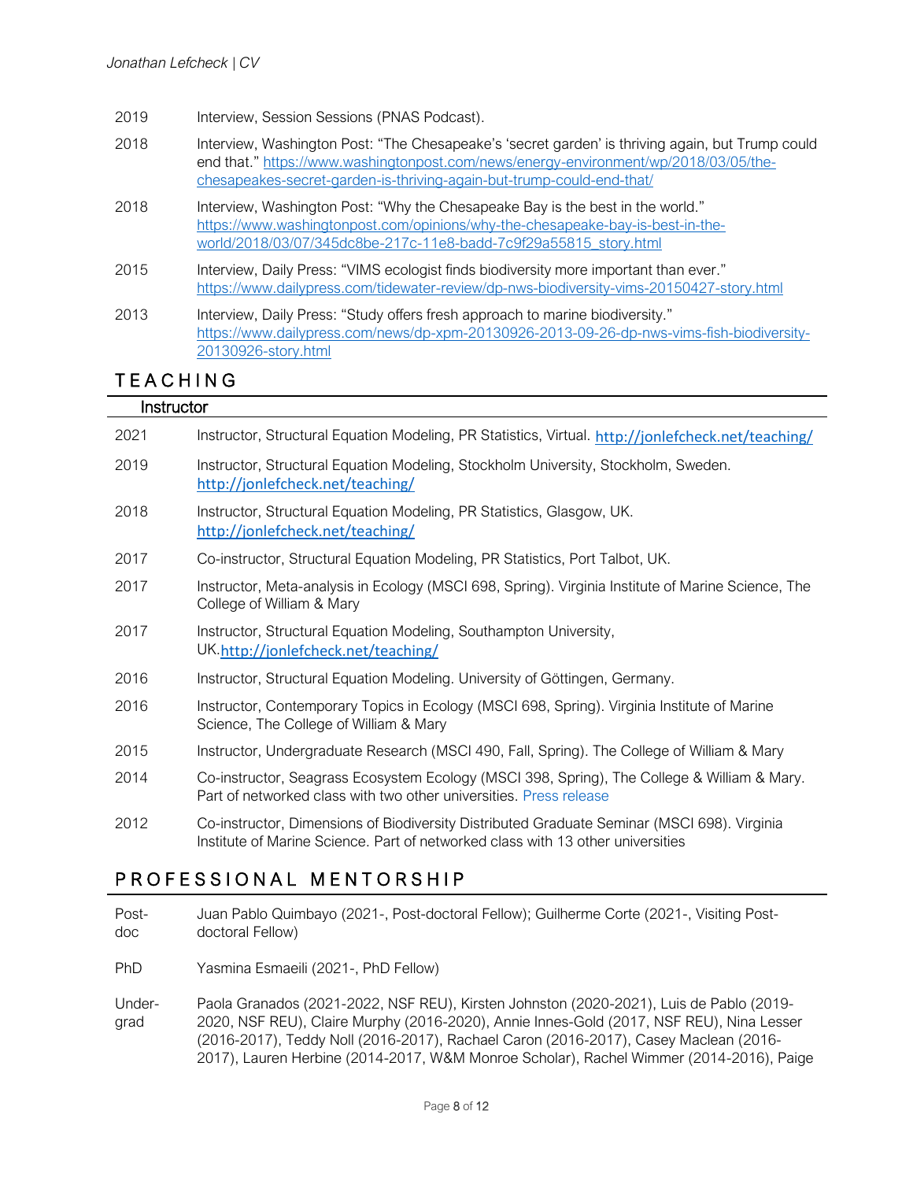2019 Interview, Session Sessions (PNAS Podcast).

2018 Interview, Washington Post: "The Chesapeake's 'secret garden' is thriving again, but Trump could end that." https://www.washingtonpost.com/news/energy-environment/wp/2018/03/05/the-chesapeakes-secret-garden-is-thriving-again-but-trump-could-end-that/

2018 Interview, Washington Post: "Why the Chesapeake Bay is the best in the world." https://www.washingtonpost.com/opinions/why-the-chesapeake-bay-is-best-in-the-world/2018/03/07/345dc8be-217c-11e8-badd-7c9f29a55815_story.html

2015 Interview, Daily Press: "VIMS ecologist finds biodiversity more important than ever." https://www.dailypress.com/tidewater-review/dp-nws-biodiversity-vims-20150427-story.html

2013 Interview, Daily Press: "Study offers fresh approach to marine biodiversity." https://www.dailypress.com/news/dp-xpm-20130926-2013-09-26-dp-nws-vims-fish-biodiversity-20130926-story.html

# TEACHING

## Instructor

2021 Instructor, Structural Equation Modeling, PR Statistics, Virtual. http://jonlefcheck.net/teaching/

2019 Instructor, Structural Equation Modeling, Stockholm University, Stockholm, Sweden. http://jonlefcheck.net/teaching/

2018 Instructor, Structural Equation Modeling, PR Statistics, Glasgow, UK. http://jonlefcheck.net/teaching/

2017 Co-instructor, Structural Equation Modeling, PR Statistics, Port Talbot, UK.

2017 Instructor, Meta-analysis in Ecology (MSCI 698, Spring). Virginia Institute of Marine Science, The College of William & Mary

2017 Instructor, Structural Equation Modeling, Southampton University, UK.http://jonlefcheck.net/teaching/

2016 Instructor, Structural Equation Modeling. University of Göttingen, Germany.

2016 Instructor, Contemporary Topics in Ecology (MSCI 698, Spring). Virginia Institute of Marine Science, The College of William & Mary

2015 Instructor, Undergraduate Research (MSCI 490, Fall, Spring). The College of William & Mary

2014 Co-instructor, Seagrass Ecosystem Ecology (MSCI 398, Spring), The College & William & Mary. Part of networked class with two other universities. Press release

2012 Co-instructor, Dimensions of Biodiversity Distributed Graduate Seminar (MSCI 698). Virginia Institute of Marine Science. Part of networked class with 13 other universities

# PROFESSIONAL MENTORSHIP

Post-doc Juan Pablo Quimbayo (2021-, Post-doctoral Fellow); Guilherme Corte (2021-, Visiting Post-doctoral Fellow)

PhD Yasmina Esmaeili (2021-, PhD Fellow)

Under-grad Paola Granados (2021-2022, NSF REU), Kirsten Johnston (2020-2021), Luis de Pablo (2019-2020, NSF REU), Claire Murphy (2016-2020), Annie Innes-Gold (2017, NSF REU), Nina Lesser (2016-2017), Teddy Noll (2016-2017), Rachael Caron (2016-2017), Casey Maclean (2016-2017), Lauren Herbine (2014-2017, W&M Monroe Scholar), Rachel Wimmer (2014-2016), Paige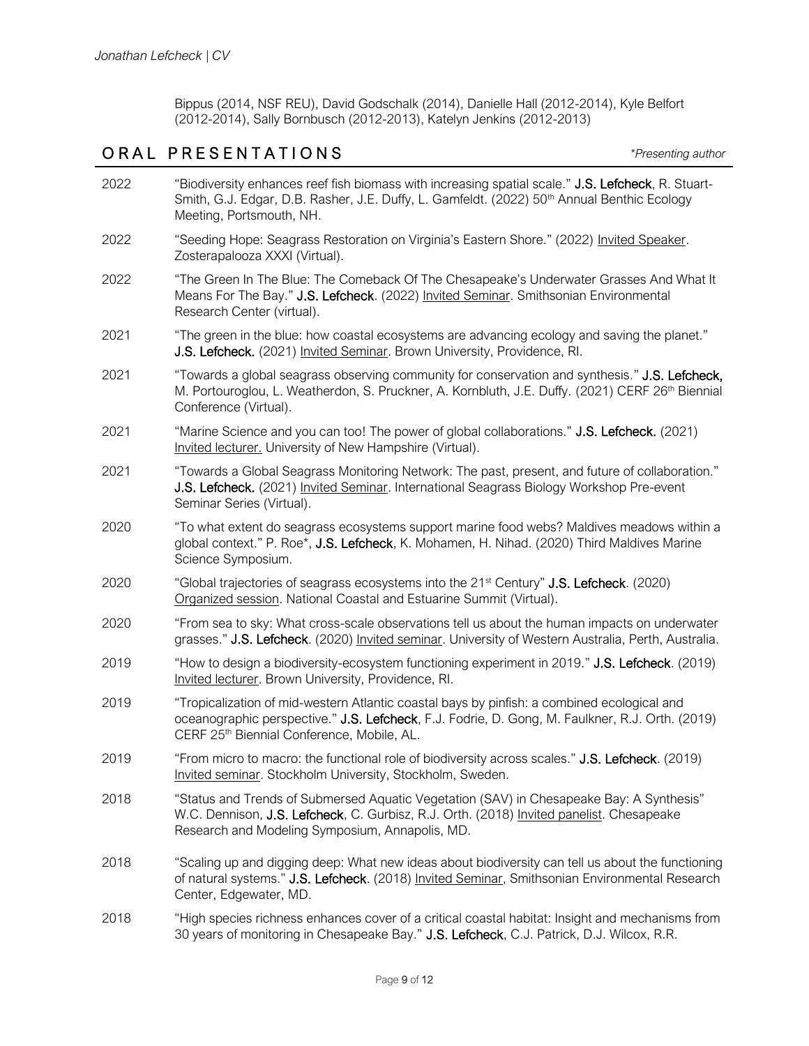Bippus (2014, NSF REU), David Godschalk (2014), Danielle Hall (2012-2014), Kyle Belfort (2012-2014), Sally Bornbusch (2012-2013), Katelyn Jenkins (2012-2013)

## ORAL PRESENTATIONS

*\*Presenting author*

2022 "Biodiversity enhances reef fish biomass with increasing spatial scale." **J.S. Lefcheck**, R. Stuart-Smith, G.J. Edgar, D.B. Rasher, J.E. Duffy, L. Gamfeldt. (2022) 50th Annual Benthic Ecology Meeting, Portsmouth, NH.

2022 "Seeding Hope: Seagrass Restoration on Virginia's Eastern Shore." (2022) Invited Speaker. Zosterapalooza XXXI (Virtual).

2022 "The Green In The Blue: The Comeback Of The Chesapeake's Underwater Grasses And What It Means For The Bay." **J.S. Lefcheck**. (2022) Invited Seminar. Smithsonian Environmental Research Center (virtual).

2021 "The green in the blue: how coastal ecosystems are advancing ecology and saving the planet." **J.S. Lefcheck.** (2021) Invited Seminar. Brown University, Providence, RI.

2021 "Towards a global seagrass observing community for conservation and synthesis." **J.S. Lefcheck,** M. Portouroglou, L. Weatherdon, S. Pruckner, A. Kornbluth, J.E. Duffy. (2021) CERF 26th Biennial Conference (Virtual).

2021 "Marine Science and you can too! The power of global collaborations." **J.S. Lefcheck.** (2021) Invited lecturer. University of New Hampshire (Virtual).

2021 "Towards a Global Seagrass Monitoring Network: The past, present, and future of collaboration." **J.S. Lefcheck.** (2021) Invited Seminar. International Seagrass Biology Workshop Pre-event Seminar Series (Virtual).

2020 "To what extent do seagrass ecosystems support marine food webs? Maldives meadows within a global context." P. Roe*, **J.S. Lefcheck**, K. Mohamen, H. Nihad. (2020) Third Maldives Marine Science Symposium.

2020 "Global trajectories of seagrass ecosystems into the 21st Century" **J.S. Lefcheck**. (2020) Organized session. National Coastal and Estuarine Summit (Virtual).

2020 "From sea to sky: What cross-scale observations tell us about the human impacts on underwater grasses." **J.S. Lefcheck**. (2020) Invited seminar. University of Western Australia, Perth, Australia.

2019 "How to design a biodiversity-ecosystem functioning experiment in 2019." **J.S. Lefcheck**. (2019) Invited lecturer. Brown University, Providence, RI.

2019 "Tropicalization of mid-western Atlantic coastal bays by pinfish: a combined ecological and oceanographic perspective." **J.S. Lefcheck**, F.J. Fodrie, D. Gong, M. Faulkner, R.J. Orth. (2019) CERF 25th Biennial Conference, Mobile, AL.

2019 "From micro to macro: the functional role of biodiversity across scales." **J.S. Lefcheck**. (2019) Invited seminar. Stockholm University, Stockholm, Sweden.

2018 "Status and Trends of Submersed Aquatic Vegetation (SAV) in Chesapeake Bay: A Synthesis" W.C. Dennison, **J.S. Lefcheck**, C. Gurbisz, R.J. Orth. (2018) Invited panelist. Chesapeake Research and Modeling Symposium, Annapolis, MD.

2018 "Scaling up and digging deep: What new ideas about biodiversity can tell us about the functioning of natural systems." **J.S. Lefcheck**. (2018) Invited Seminar, Smithsonian Environmental Research Center, Edgewater, MD.

2018 "High species richness enhances cover of a critical coastal habitat: Insight and mechanisms from 30 years of monitoring in Chesapeake Bay." **J.S. Lefcheck**, C.J. Patrick, D.J. Wilcox, R.R.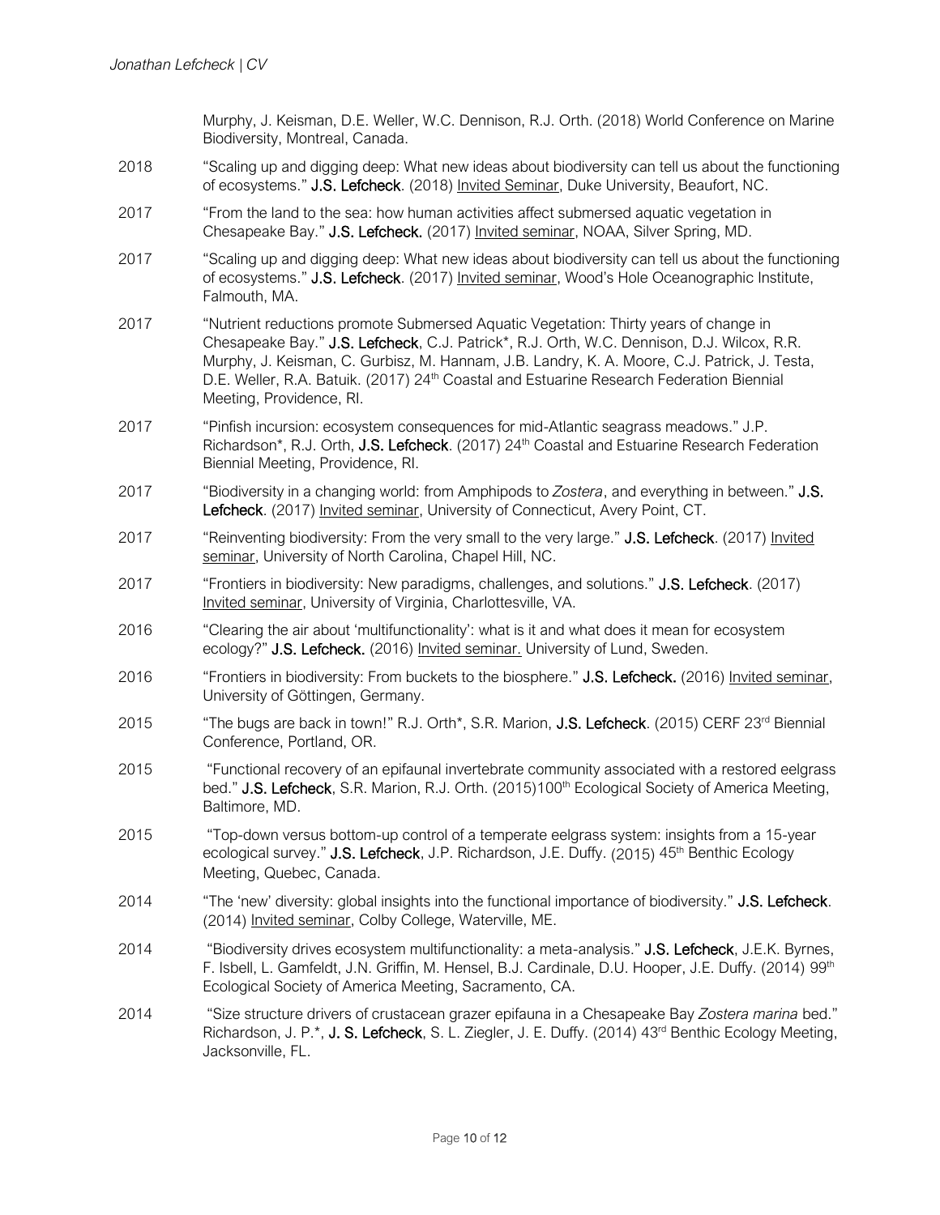Murphy, J. Keisman, D.E. Weller, W.C. Dennison, R.J. Orth. (2018) World Conference on Marine Biodiversity, Montreal, Canada.

2018 "Scaling up and digging deep: What new ideas about biodiversity can tell us about the functioning of ecosystems." **J.S. Lefcheck**. (2018) Invited Seminar, Duke University, Beaufort, NC.

2017 "From the land to the sea: how human activities affect submersed aquatic vegetation in Chesapeake Bay." **J.S. Lefcheck.** (2017) Invited seminar, NOAA, Silver Spring, MD.

2017 "Scaling up and digging deep: What new ideas about biodiversity can tell us about the functioning of ecosystems." **J.S. Lefcheck**. (2017) Invited seminar, Wood's Hole Oceanographic Institute, Falmouth, MA.

2017 "Nutrient reductions promote Submersed Aquatic Vegetation: Thirty years of change in Chesapeake Bay." **J.S. Lefcheck**, C.J. Patrick*, R.J. Orth, W.C. Dennison, D.J. Wilcox, R.R. Murphy, J. Keisman, C. Gurbisz, M. Hannam, J.B. Landry, K. A. Moore, C.J. Patrick, J. Testa, D.E. Weller, R.A. Batuik. (2017) 24th Coastal and Estuarine Research Federation Biennial Meeting, Providence, RI.

2017 "Pinfish incursion: ecosystem consequences for mid-Atlantic seagrass meadows." J.P. Richardson*, R.J. Orth, **J.S. Lefcheck**. (2017) 24th Coastal and Estuarine Research Federation Biennial Meeting, Providence, RI.

2017 "Biodiversity in a changing world: from Amphipods to *Zostera*, and everything in between." **J.S. Lefcheck**. (2017) Invited seminar, University of Connecticut, Avery Point, CT.

2017 "Reinventing biodiversity: From the very small to the very large." **J.S. Lefcheck**. (2017) Invited seminar, University of North Carolina, Chapel Hill, NC.

2017 "Frontiers in biodiversity: New paradigms, challenges, and solutions." **J.S. Lefcheck**. (2017) Invited seminar, University of Virginia, Charlottesville, VA.

2016 "Clearing the air about 'multifunctionality': what is it and what does it mean for ecosystem ecology?" **J.S. Lefcheck.** (2016) Invited seminar. University of Lund, Sweden.

2016 "Frontiers in biodiversity: From buckets to the biosphere." **J.S. Lefcheck.** (2016) Invited seminar, University of Göttingen, Germany.

2015 "The bugs are back in town!" R.J. Orth*, S.R. Marion, **J.S. Lefcheck**. (2015) CERF 23rd Biennial Conference, Portland, OR.

2015 "Functional recovery of an epifaunal invertebrate community associated with a restored eelgrass bed." **J.S. Lefcheck**, S.R. Marion, R.J. Orth. (2015)100th Ecological Society of America Meeting, Baltimore, MD.

2015 "Top-down versus bottom-up control of a temperate eelgrass system: insights from a 15-year ecological survey." **J.S. Lefcheck**, J.P. Richardson, J.E. Duffy. (2015) 45th Benthic Ecology Meeting, Quebec, Canada.

2014 "The 'new' diversity: global insights into the functional importance of biodiversity." **J.S. Lefcheck**. (2014) Invited seminar, Colby College, Waterville, ME.

2014 "Biodiversity drives ecosystem multifunctionality: a meta-analysis." **J.S. Lefcheck**, J.E.K. Byrnes, F. Isbell, L. Gamfeldt, J.N. Griffin, M. Hensel, B.J. Cardinale, D.U. Hooper, J.E. Duffy. (2014) 99th Ecological Society of America Meeting, Sacramento, CA.

2014 "Size structure drivers of crustacean grazer epifauna in a Chesapeake Bay *Zostera marina* bed." Richardson, J. P.*, **J. S. Lefcheck**, S. L. Ziegler, J. E. Duffy. (2014) 43rd Benthic Ecology Meeting, Jacksonville, FL.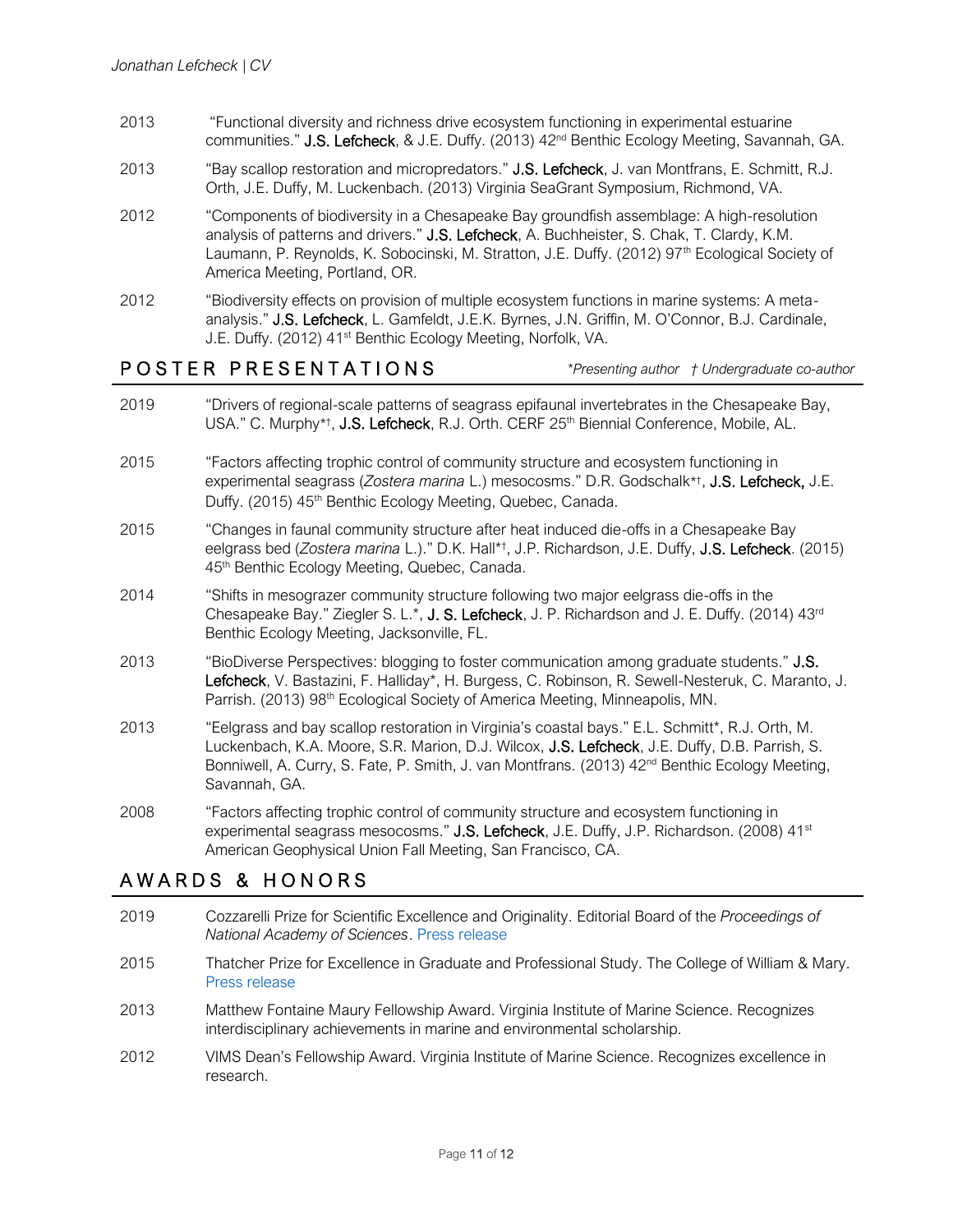2013 "Functional diversity and richness drive ecosystem functioning in experimental estuarine communities." **J.S. Lefcheck**, & J.E. Duffy. (2013) 42nd Benthic Ecology Meeting, Savannah, GA.

2013 "Bay scallop restoration and micropredators." **J.S. Lefcheck**, J. van Montfrans, E. Schmitt, R.J. Orth, J.E. Duffy, M. Luckenbach. (2013) Virginia SeaGrant Symposium, Richmond, VA.

2012 "Components of biodiversity in a Chesapeake Bay groundfish assemblage: A high-resolution analysis of patterns and drivers." **J.S. Lefcheck**, A. Buchheister, S. Chak, T. Clardy, K.M. Laumann, P. Reynolds, K. Sobocinski, M. Stratton, J.E. Duffy. (2012) 97th Ecological Society of America Meeting, Portland, OR.

2012 "Biodiversity effects on provision of multiple ecosystem functions in marine systems: A meta-analysis." **J.S. Lefcheck**, L. Gamfeldt, J.E.K. Byrnes, J.N. Griffin, M. O'Connor, B.J. Cardinale, J.E. Duffy. (2012) 41st Benthic Ecology Meeting, Norfolk, VA.

## POSTER PRESENTATIONS

*\*Presenting author † Undergraduate co-author*

2019 "Drivers of regional-scale patterns of seagrass epifaunal invertebrates in the Chesapeake Bay, USA." C. Murphy*†, **J.S. Lefcheck**, R.J. Orth. CERF 25th Biennial Conference, Mobile, AL.

2015 "Factors affecting trophic control of community structure and ecosystem functioning in experimental seagrass (*Zostera marina* L.) mesocosms." D.R. Godschalk*†, **J.S. Lefcheck,** J.E. Duffy. (2015) 45th Benthic Ecology Meeting, Quebec, Canada.

2015 "Changes in faunal community structure after heat induced die-offs in a Chesapeake Bay eelgrass bed (*Zostera marina* L.)." D.K. Hall*†, J.P. Richardson, J.E. Duffy, **J.S. Lefcheck**. (2015) 45th Benthic Ecology Meeting, Quebec, Canada.

2014 "Shifts in mesograzer community structure following two major eelgrass die-offs in the Chesapeake Bay." Ziegler S. L.*, **J. S. Lefcheck**, J. P. Richardson and J. E. Duffy. (2014) 43rd Benthic Ecology Meeting, Jacksonville, FL.

2013 "BioDiverse Perspectives: blogging to foster communication among graduate students." **J.S. Lefcheck**, V. Bastazini, F. Halliday*, H. Burgess, C. Robinson, R. Sewell-Nesteruk, C. Maranto, J. Parrish. (2013) 98th Ecological Society of America Meeting, Minneapolis, MN.

2013 "Eelgrass and bay scallop restoration in Virginia's coastal bays." E.L. Schmitt*, R.J. Orth, M. Luckenbach, K.A. Moore, S.R. Marion, D.J. Wilcox, **J.S. Lefcheck**, J.E. Duffy, D.B. Parrish, S. Bonniwell, A. Curry, S. Fate, P. Smith, J. van Montfrans. (2013) 42nd Benthic Ecology Meeting, Savannah, GA.

2008 "Factors affecting trophic control of community structure and ecosystem functioning in experimental seagrass mesocosms." **J.S. Lefcheck**, J.E. Duffy, J.P. Richardson. (2008) 41st American Geophysical Union Fall Meeting, San Francisco, CA.

## AWARDS & HONORS

2019 Cozzarelli Prize for Scientific Excellence and Originality. Editorial Board of the *Proceedings of National Academy of Sciences*. Press release

2015 Thatcher Prize for Excellence in Graduate and Professional Study. The College of William & Mary. Press release

2013 Matthew Fontaine Maury Fellowship Award. Virginia Institute of Marine Science. Recognizes interdisciplinary achievements in marine and environmental scholarship.

2012 VIMS Dean's Fellowship Award. Virginia Institute of Marine Science. Recognizes excellence in research.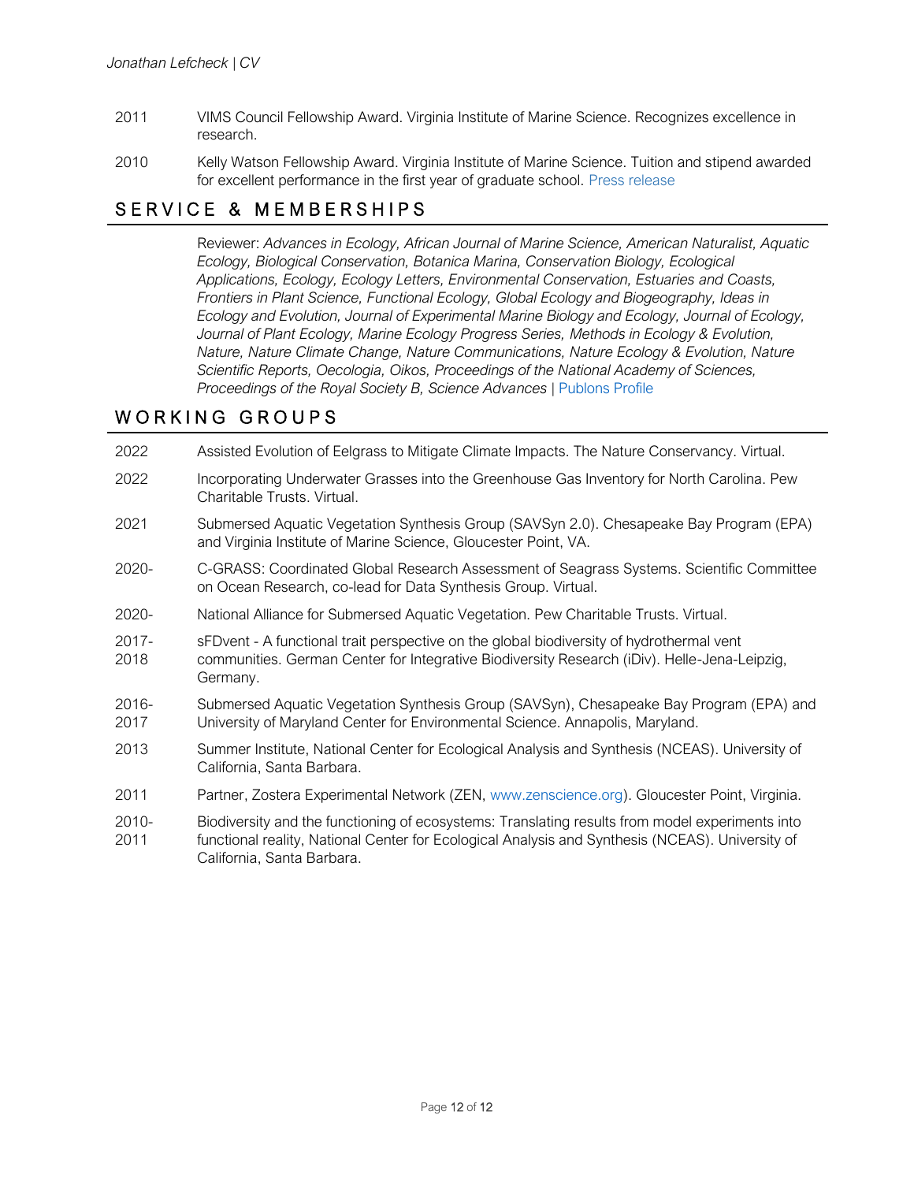2011 VIMS Council Fellowship Award. Virginia Institute of Marine Science. Recognizes excellence in research.

2010 Kelly Watson Fellowship Award. Virginia Institute of Marine Science. Tuition and stipend awarded for excellent performance in the first year of graduate school. Press release

## SERVICE & MEMBERSHIPS

Reviewer: *Advances in Ecology, African Journal of Marine Science, American Naturalist, Aquatic Ecology, Biological Conservation, Botanica Marina, Conservation Biology, Ecological Applications, Ecology, Ecology Letters, Environmental Conservation, Estuaries and Coasts, Frontiers in Plant Science, Functional Ecology, Global Ecology and Biogeography, Ideas in Ecology and Evolution, Journal of Experimental Marine Biology and Ecology, Journal of Ecology, Journal of Plant Ecology, Marine Ecology Progress Series, Methods in Ecology & Evolution, Nature, Nature Climate Change, Nature Communications, Nature Ecology & Evolution, Nature Scientific Reports, Oecologia, Oikos, Proceedings of the National Academy of Sciences, Proceedings of the Royal Society B, Science Advances* | Publons Profile

## WORKING GROUPS

2022 Assisted Evolution of Eelgrass to Mitigate Climate Impacts. The Nature Conservancy. Virtual.

2022 Incorporating Underwater Grasses into the Greenhouse Gas Inventory for North Carolina. Pew Charitable Trusts. Virtual.

2021 Submersed Aquatic Vegetation Synthesis Group (SAVSyn 2.0). Chesapeake Bay Program (EPA) and Virginia Institute of Marine Science, Gloucester Point, VA.

2020- C-GRASS: Coordinated Global Research Assessment of Seagrass Systems. Scientific Committee on Ocean Research, co-lead for Data Synthesis Group. Virtual.

2020- National Alliance for Submersed Aquatic Vegetation. Pew Charitable Trusts. Virtual.

2017-2018 sFDvent - A functional trait perspective on the global biodiversity of hydrothermal vent communities. German Center for Integrative Biodiversity Research (iDiv). Helle-Jena-Leipzig, Germany.

2016-2017 Submersed Aquatic Vegetation Synthesis Group (SAVSyn), Chesapeake Bay Program (EPA) and University of Maryland Center for Environmental Science. Annapolis, Maryland.

2013 Summer Institute, National Center for Ecological Analysis and Synthesis (NCEAS). University of California, Santa Barbara.

2011 Partner, Zostera Experimental Network (ZEN, www.zenscience.org). Gloucester Point, Virginia.

2010-2011 Biodiversity and the functioning of ecosystems: Translating results from model experiments into functional reality, National Center for Ecological Analysis and Synthesis (NCEAS). University of California, Santa Barbara.